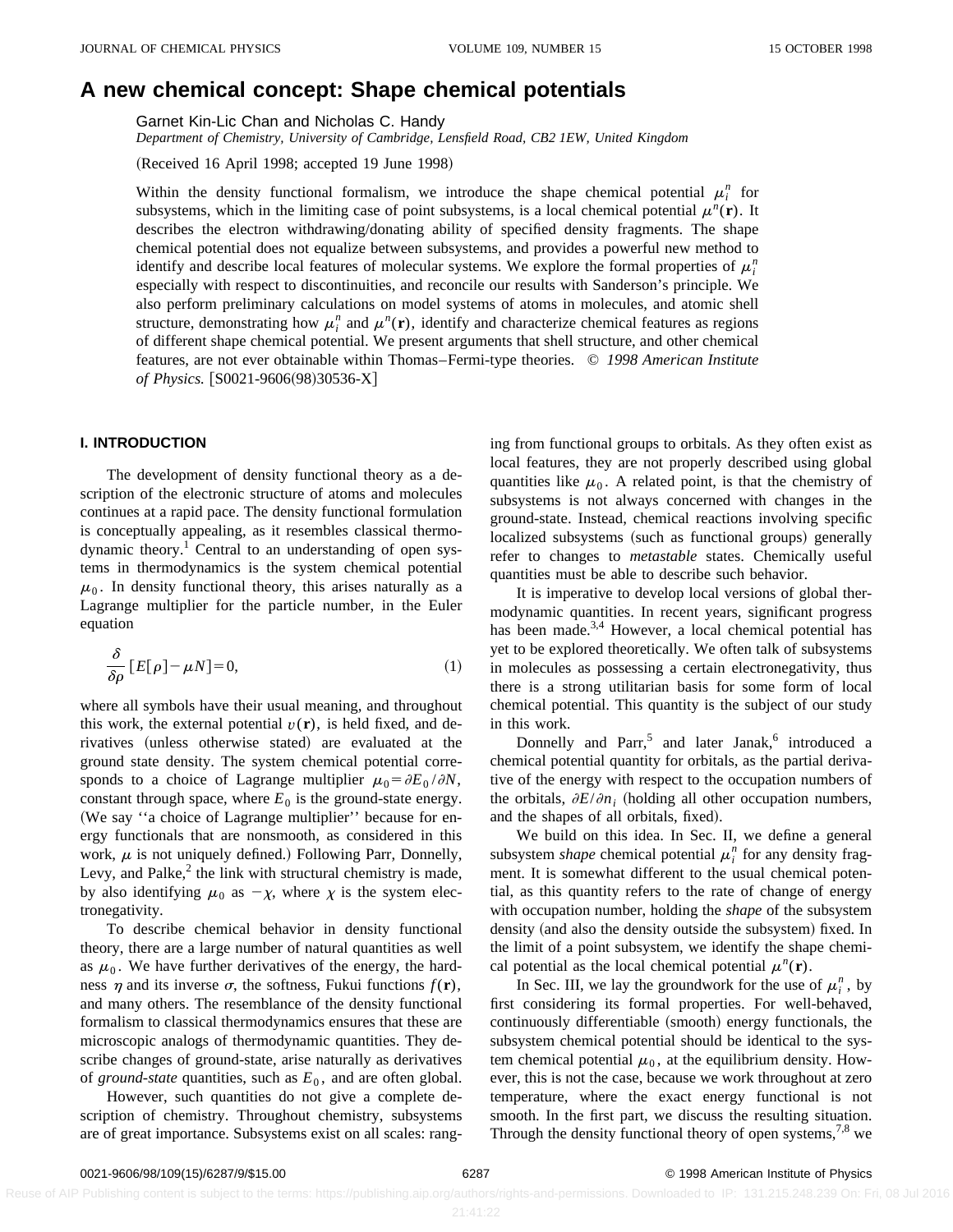# A new chemical concept: Shape chemical potentials

Garnet Kin-Lic Chan and Nicholas C. Handy

*Department of Chemistry, University of Cambridge, Lensfield Road, CB2 1EW, United Kingdom*

(Received 16 April 1998; accepted 19 June 1998)

Within the density functional formalism, we introduce the shape chemical potential $\mu_i^n$ for subsystems, which in the limiting case of point subsystems, is a local chemical potential $\mu^n(\mathbf{r})$. It describes the electron withdrawing/donating ability of specified density fragments. The shape chemical potential does not equalize between subsystems, and provides a powerful new method to identify and describe local features of molecular systems. We explore the formal properties of $\mu_i^n$ especially with respect to discontinuities, and reconcile our results with Sanderson's principle. We also perform preliminary calculations on model systems of atoms in molecules, and atomic shell structure, demonstrating how $\mu_i^n$ and $\mu^n(\mathbf{r})$, identify and characterize chemical features as regions of different shape chemical potential. We present arguments that shell structure, and other chemical features, are not ever obtainable within Thomas–Fermi-type theories. © *1998 American Institute of Physics.* [S0021-9606(98)30536-X]

## I. INTRODUCTION

The development of density functional theory as a description of the electronic structure of atoms and molecules continues at a rapid pace. The density functional formulation is conceptually appealing, as it resembles classical thermodynamic theory.[1] Central to an understanding of open systems in thermodynamics is the system chemical potential $\mu_0$. In density functional theory, this arises naturally as a Lagrange multiplier for the particle number, in the Euler equation

$$\frac{\delta}{\delta \rho}[E[\rho]-\mu N]=0, \tag{1}$$

where all symbols have their usual meaning, and throughout this work, the external potential $v(\mathbf{r})$, is held fixed, and derivatives (unless otherwise stated) are evaluated at the ground state density. The system chemical potential corresponds to a choice of Lagrange multiplier $\mu_0 = \partial E_0/\partial N$, constant through space, where $E_0$ is the ground-state energy. (We say ''a choice of Lagrange multiplier'' because for energy functionals that are nonsmooth, as considered in this work, $\mu$ is not uniquely defined.) Following Parr, Donnelly, Levy, and Palke,[2] the link with structural chemistry is made, by also identifying $\mu_0$ as $-\chi$, where $\chi$ is the system electronegativity.

To describe chemical behavior in density functional theory, there are a large number of natural quantities as well as $\mu_0$. We have further derivatives of the energy, the hardness $\eta$ and its inverse $\sigma$, the softness, Fukui functions $f(\mathbf{r})$, and many others. The resemblance of the density functional formalism to classical thermodynamics ensures that these are microscopic analogs of thermodynamic quantities. They describe changes of ground-state, arise naturally as derivatives of *ground-state* quantities, such as $E_0$, and are often global.

However, such quantities do not give a complete description of chemistry. Throughout chemistry, subsystems are of great importance. Subsystems exist on all scales: ranging from functional groups to orbitals. As they often exist as local features, they are not properly described using global quantities like $\mu_0$. A related point, is that the chemistry of subsystems is not always concerned with changes in the ground-state. Instead, chemical reactions involving specific localized subsystems (such as functional groups) generally refer to changes to *metastable* states. Chemically useful quantities must be able to describe such behavior.

It is imperative to develop local versions of global thermodynamic quantities. In recent years, significant progress has been made.[3,4] However, a local chemical potential has yet to be explored theoretically. We often talk of subsystems in molecules as possessing a certain electronegativity, thus there is a strong utilitarian basis for some form of local chemical potential. This quantity is the subject of our study in this work.

Donnelly and Parr,[5] and later Janak,[6] introduced a chemical potential quantity for orbitals, as the partial derivative of the energy with respect to the occupation numbers of the orbitals, $\partial E/\partial n_i$ (holding all other occupation numbers, and the shapes of all orbitals, fixed).

We build on this idea. In Sec. II, we define a general subsystem *shape* chemical potential $\mu_i^n$ for any density fragment. It is somewhat different to the usual chemical potential, as this quantity refers to the rate of change of energy with occupation number, holding the *shape* of the subsystem density (and also the density outside the subsystem) fixed. In the limit of a point subsystem, we identify the shape chemical potential as the local chemical potential $\mu^n(\mathbf{r})$.

In Sec. III, we lay the groundwork for the use of $\mu_i^n$, by first considering its formal properties. For well-behaved, continuously differentiable (smooth) energy functionals, the subsystem chemical potential should be identical to the system chemical potential $\mu_0$, at the equilibrium density. However, this is not the case, because we work throughout at zero temperature, where the exact energy functional is not smooth. In the first part, we discuss the resulting situation. Through the density functional theory of open systems,[7,8] we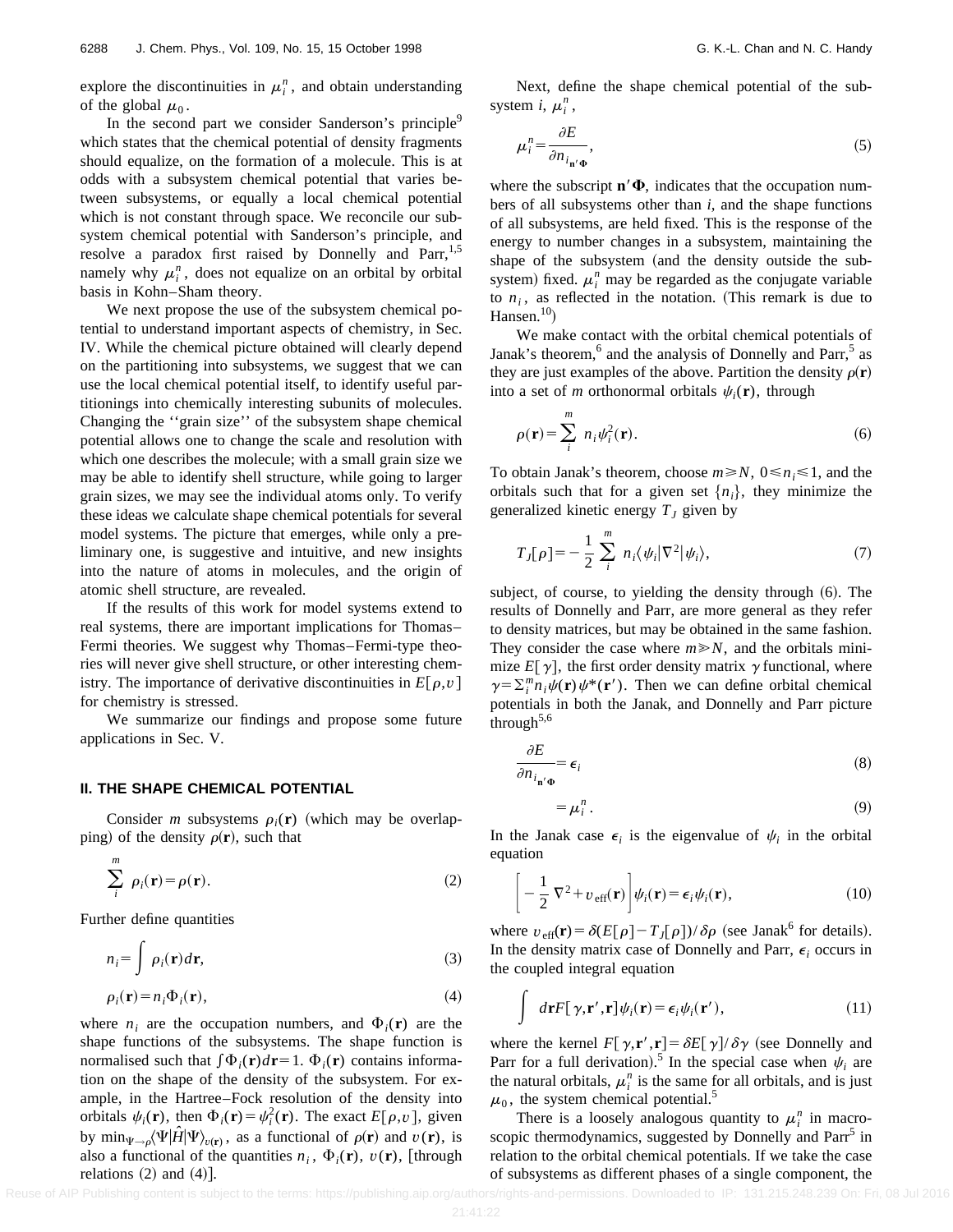explore the discontinuities in $\mu_i^n$, and obtain understanding of the global $\mu_0$.

In the second part we consider Sanderson's principle[9] which states that the chemical potential of density fragments should equalize, on the formation of a molecule. This is at odds with a subsystem chemical potential that varies between subsystems, or equally a local chemical potential which is not constant through space. We reconcile our subsystem chemical potential with Sanderson's principle, and resolve a paradox first raised by Donnelly and Parr,[1,5] namely why $\mu_i^n$, does not equalize on an orbital by orbital basis in Kohn–Sham theory.

We next propose the use of the subsystem chemical potential to understand important aspects of chemistry, in Sec. IV. While the chemical picture obtained will clearly depend on the partitioning into subsystems, we suggest that we can use the local chemical potential itself, to identify useful partitionings into chemically interesting subunits of molecules. Changing the ''grain size'' of the subsystem shape chemical potential allows one to change the scale and resolution with which one describes the molecule; with a small grain size we may be able to identify shell structure, while going to larger grain sizes, we may see the individual atoms only. To verify these ideas we calculate shape chemical potentials for several model systems. The picture that emerges, while only a preliminary one, is suggestive and intuitive, and new insights into the nature of atoms in molecules, and the origin of atomic shell structure, are revealed.

If the results of this work for model systems extend to real systems, there are important implications for Thomas–Fermi theories. We suggest why Thomas–Fermi-type theories will never give shell structure, or other interesting chemistry. The importance of derivative discontinuities in $E[\rho,v]$ for chemistry is stressed.

We summarize our findings and propose some future applications in Sec. V.

## II. THE SHAPE CHEMICAL POTENTIAL

Consider $m$ subsystems $\rho_i(\mathbf{r})$ (which may be overlapping) of the density $\rho(\mathbf{r})$, such that

$$\sum_i^m \rho_i(\mathbf{r}) = \rho(\mathbf{r}). \tag{2}$$

Further define quantities

$$n_i = \int \rho_i(\mathbf{r}) d\mathbf{r}, \tag{3}$$

$$\rho_i(\mathbf{r}) = n_i \Phi_i(\mathbf{r}), \tag{4}$$

where $n_i$ are the occupation numbers, and $\Phi_i(\mathbf{r})$ are the shape functions of the subsystems. The shape function is normalised such that $\int \Phi_i(\mathbf{r}) d\mathbf{r} = 1$. $\Phi_i(\mathbf{r})$ contains information on the shape of the density of the subsystem. For example, in the Hartree–Fock resolution of the density into orbitals $\psi_i(\mathbf{r})$, then $\Phi_i(\mathbf{r}) = \psi_i^2(\mathbf{r})$. The exact $E[\rho,v]$, given by $\min_{\Psi\to\rho}\langle\Psi|\hat{H}|\Psi\rangle_{v(\mathbf{r})}$, as a functional of $\rho(\mathbf{r})$ and $v(\mathbf{r})$, is also a functional of the quantities $n_i$, $\Phi_i(\mathbf{r})$, $v(\mathbf{r})$, [through relations (2) and (4)].

Next, define the shape chemical potential of the subsystem $i$, $\mu_i^n$,

$$\mu_i^n = \frac{\partial E}{\partial n_i}_{\mathbf{n}'\boldsymbol{\Phi}}, \tag{5}$$

where the subscript $\mathbf{n}'\boldsymbol{\Phi}$, indicates that the occupation numbers of all subsystems other than $i$, and the shape functions of all subsystems, are held fixed. This is the response of the energy to number changes in a subsystem, maintaining the shape of the subsystem (and the density outside the subsystem) fixed. $\mu_i^n$ may be regarded as the conjugate variable to $n_i$, as reflected in the notation. (This remark is due to Hansen.[10])

We make contact with the orbital chemical potentials of Janak's theorem,[6] and the analysis of Donnelly and Parr,[5] as they are just examples of the above. Partition the density $\rho(\mathbf{r})$ into a set of $m$ orthonormal orbitals $\psi_i(\mathbf{r})$, through

$$\rho(\mathbf{r}) = \sum_i^m n_i \psi_i^2(\mathbf{r}). \tag{6}$$

To obtain Janak's theorem, choose $m \geqslant N$, $0 \leqslant n_i \leqslant 1$, and the orbitals such that for a given set $\{n_i\}$, they minimize the generalized kinetic energy $T_J$ given by

$$T_J[\rho] = -\frac{1}{2}\sum_i^m n_i \langle \psi_i | \nabla^2 | \psi_i \rangle, \tag{7}$$

subject, of course, to yielding the density through (6). The results of Donnelly and Parr, are more general as they refer to density matrices, but may be obtained in the same fashion. They consider the case where $m \gg N$, and the orbitals minimize $E[\gamma]$, the first order density matrix $\gamma$ functional, where $\gamma = \sum_i^m n_i \psi(\mathbf{r})\psi^*(\mathbf{r}')$. Then we can define orbital chemical potentials in both the Janak, and Donnelly and Parr picture through[5,6]

$$\frac{\partial E}{\partial n_i}_{\mathbf{n}'\boldsymbol{\Phi}} = \epsilon_i \tag{8}$$

$$= \mu_i^n. \tag{9}$$

In the Janak case $\epsilon_i$ is the eigenvalue of $\psi_i$ in the orbital equation

$$\left[ -\frac{1}{2}\nabla^2 + v_{\text{eff}}(\mathbf{r}) \right] \psi_i(\mathbf{r}) = \epsilon_i \psi_i(\mathbf{r}), \tag{10}$$

where $v_{\text{eff}}(\mathbf{r}) = \delta(E[\rho] - T_J[\rho])/\delta\rho$ (see Janak[6] for details). In the density matrix case of Donnelly and Parr, $\epsilon_i$ occurs in the coupled integral equation

$$\int d\mathbf{r} F[\gamma,\mathbf{r}',\mathbf{r}] \psi_i(\mathbf{r}) = \epsilon_i \psi_i(\mathbf{r}'), \tag{11}$$

where the kernel $F[\gamma,\mathbf{r}',\mathbf{r}] = \delta E[\gamma]/\delta\gamma$ (see Donnelly and Parr for a full derivation).[5] In the special case when $\psi_i$ are the natural orbitals, $\mu_i^n$ is the same for all orbitals, and is just $\mu_0$, the system chemical potential.[5]

There is a loosely analogous quantity to $\mu_i^n$ in macroscopic thermodynamics, suggested by Donnelly and Parr[5] in relation to the orbital chemical potentials. If we take the case of subsystems as different phases of a single component, the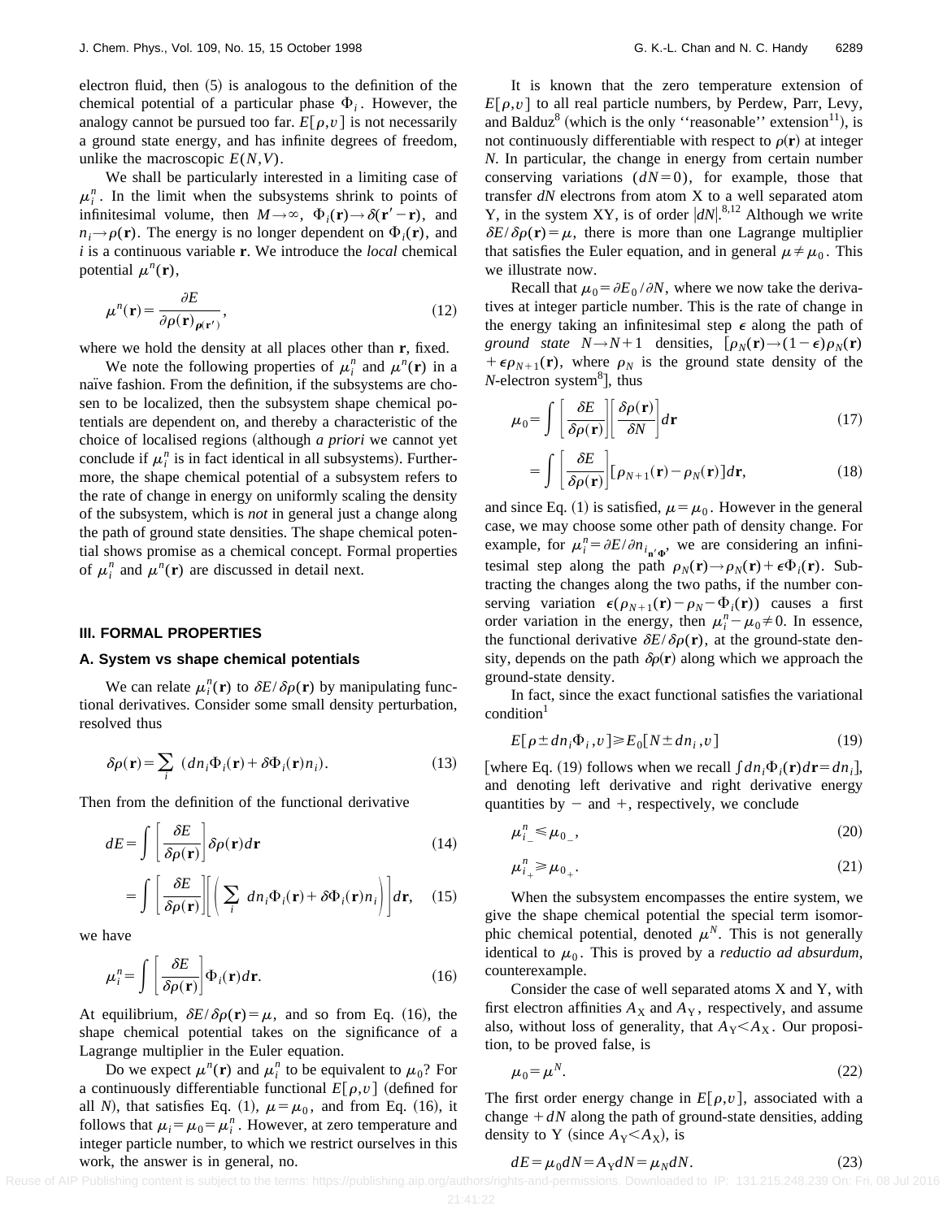electron fluid, then (5) is analogous to the definition of the chemical potential of a particular phase $\Phi_i$. However, the analogy cannot be pursued too far. $E[\rho,v]$ is not necessarily a ground state energy, and has infinite degrees of freedom, unlike the macroscopic $E(N,V)$.

We shall be particularly interested in a limiting case of $\mu_i^n$. In the limit when the subsystems shrink to points of infinitesimal volume, then $M\rightarrow\infty$, $\Phi_i(\mathbf{r})\rightarrow\delta(\mathbf{r}'-\mathbf{r})$, and $n_i\rightarrow\rho(\mathbf{r})$. The energy is no longer dependent on $\Phi_i(\mathbf{r})$, and $i$ is a continuous variable $\mathbf{r}$. We introduce the *local* chemical potential $\mu^n(\mathbf{r})$,

$$\mu^n(\mathbf{r})=\frac{\partial E}{\partial\rho(\mathbf{r})_{\rho(\mathbf{r}')}},\tag{12}$$

where we hold the density at all places other than $\mathbf{r}$, fixed.

We note the following properties of $\mu_i^n$ and $\mu^n(\mathbf{r})$ in a naïve fashion. From the definition, if the subsystems are chosen to be localized, then the subsystem shape chemical potentials are dependent on, and thereby a characteristic of the choice of localised regions (although *a priori* we cannot yet conclude if $\mu_i^n$ is in fact identical in all subsystems). Furthermore, the shape chemical potential of a subsystem refers to the rate of change in energy on uniformly scaling the density of the subsystem, which is *not* in general just a change along the path of ground state densities. The shape chemical potential shows promise as a chemical concept. Formal properties of $\mu_i^n$ and $\mu^n(\mathbf{r})$ are discussed in detail next.

## III. FORMAL PROPERTIES

### A. System vs shape chemical potentials

We can relate $\mu_i^n(\mathbf{r})$ to $\delta E/\delta\rho(\mathbf{r})$ by manipulating functional derivatives. Consider some small density perturbation, resolved thus

$$\delta\rho(\mathbf{r})=\sum_i\ (dn_i\Phi_i(\mathbf{r})+\delta\Phi_i(\mathbf{r})n_i).\tag{13}$$

Then from the definition of the functional derivative

$$dE=\int\left[\frac{\delta E}{\delta\rho(\mathbf{r})}\right]\delta\rho(\mathbf{r})d\mathbf{r}\tag{14}$$

$$=\int\left[\frac{\delta E}{\delta\rho(\mathbf{r})}\right]\left[\left(\sum_i\ dn_i\Phi_i(\mathbf{r})+\delta\Phi_i(\mathbf{r})n_i\right)\right]d\mathbf{r},\tag{15}$$

we have

$$\mu_i^n=\int\left[\frac{\delta E}{\delta\rho(\mathbf{r})}\right]\Phi_i(\mathbf{r})d\mathbf{r}.\tag{16}$$

At equilibrium, $\delta E/\delta\rho(\mathbf{r})=\mu$, and so from Eq. (16), the shape chemical potential takes on the significance of a Lagrange multiplier in the Euler equation.

Do we expect $\mu^n(\mathbf{r})$ and $\mu_i^n$ to be equivalent to $\mu_0$? For a continuously differentiable functional $E[\rho,v]$ (defined for all $N$), that satisfies Eq. (1), $\mu=\mu_0$, and from Eq. (16), it follows that $\mu_i=\mu_0=\mu_i^n$. However, at zero temperature and integer particle number, to which we restrict ourselves in this work, the answer is in general, no.

It is known that the zero temperature extension of $E[\rho,v]$ to all real particle numbers, by Perdew, Parr, Levy, and Balduz[8] (which is the only "reasonable" extension[11]), is not continuously differentiable with respect to $\rho(\mathbf{r})$ at integer $N$. In particular, the change in energy from certain number conserving variations $(dN=0)$, for example, those that transfer $dN$ electrons from atom X to a well separated atom Y, in the system XY, is of order $|dN|$.[8,12] Although we write $\delta E/\delta\rho(\mathbf{r})=\mu$, there is more than one Lagrange multiplier that satisfies the Euler equation, and in general $\mu\neq\mu_0$. This we illustrate now.

Recall that $\mu_0=\partial E_0/\partial N$, where we now take the derivatives at integer particle number. This is the rate of change in the energy taking an infinitesimal step $\epsilon$ along the path of *ground state* $N\rightarrow N+1$ densities, $[\rho_N(\mathbf{r})\rightarrow(1-\epsilon)\rho_N(\mathbf{r})+\epsilon\rho_{N+1}(\mathbf{r})$, where $\rho_N$ is the ground state density of the $N$-electron system[8]], thus

$$\mu_0=\int\left[\frac{\delta E}{\delta\rho(\mathbf{r})}\right]\left[\frac{\delta\rho(\mathbf{r})}{\delta N}\right]d\mathbf{r}\tag{17}$$

$$=\int\left[\frac{\delta E}{\delta\rho(\mathbf{r})}\right][\rho_{N+1}(\mathbf{r})-\rho_N(\mathbf{r})]d\mathbf{r},\tag{18}$$

and since Eq. (1) is satisfied, $\mu=\mu_0$. However in the general case, we may choose some other path of density change. For example, for $\mu_i^n=\partial E/\partial n_{i_{\mathbf{n}'\Phi}}$, we are considering an infinitesimal step along the path $\rho_N(\mathbf{r})\rightarrow\rho_N(\mathbf{r})+\epsilon\Phi_i(\mathbf{r})$. Subtracting the changes along the two paths, if the number conserving variation $\epsilon(\rho_{N+1}(\mathbf{r})-\rho_N-\Phi_i(\mathbf{r}))$ causes a first order variation in the energy, then $\mu_i^n-\mu_0\neq 0$. In essence, the functional derivative $\delta E/\delta\rho(\mathbf{r})$, at the ground-state density, depends on the path $\delta\rho(\mathbf{r})$ along which we approach the ground-state density.

In fact, since the exact functional satisfies the variational condition[1]

$$E[\rho\pm dn_i\Phi_i,v]\geq E_0[N\pm dn_i,v]\tag{19}$$

[where Eq. (19) follows when we recall $\int dn_i\Phi_i(\mathbf{r})d\mathbf{r}=dn_i$], and denoting left derivative and right derivative energy quantities by $-$ and $+$, respectively, we conclude

$$\mu_{i_-}^n\leq\mu_{0_-},\tag{20}$$

$$\mu_{i_+}^n\geq\mu_{0_+}.\tag{21}$$

When the subsystem encompasses the entire system, we give the shape chemical potential the special term isomorphic chemical potential, denoted $\mu^N$. This is not generally identical to $\mu_0$. This is proved by a *reductio ad absurdum*, counterexample.

Consider the case of well separated atoms X and Y, with first electron affinities $A_X$ and $A_Y$, respectively, and assume also, without loss of generality, that $A_Y<A_X$. Our proposition, to be proved false, is

$$\mu_0=\mu^N.\tag{22}$$

The first order energy change in $E[\rho,v]$, associated with a change $+dN$ along the path of ground-state densities, adding density to Y (since $A_Y<A_X$), is

$$dE=\mu_0 dN=A_Y dN=\mu_N dN.\tag{23}$$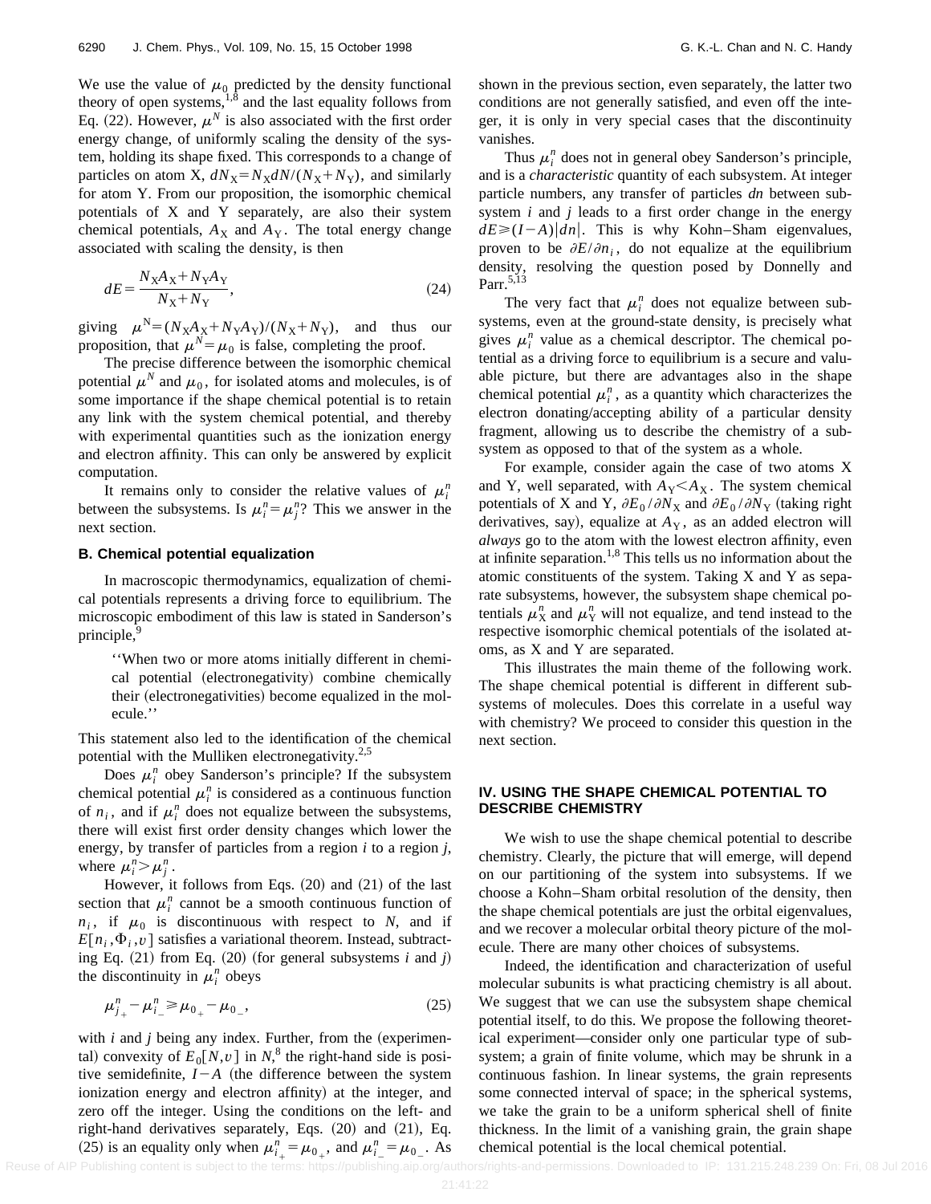We use the value of $\mu_0$ predicted by the density functional theory of open systems,[1,8] and the last equality follows from Eq. (22). However, $\mu^N$ is also associated with the first order energy change, of uniformly scaling the density of the system, holding its shape fixed. This corresponds to a change of particles on atom X, $dN_X = N_X dN/(N_X+N_Y)$, and similarly for atom Y. From our proposition, the isomorphic chemical potentials of X and Y separately, are also their system chemical potentials, $A_X$ and $A_Y$. The total energy change associated with scaling the density, is then

$$dE = \frac{N_X A_X + N_Y A_Y}{N_X + N_Y}, \tag{24}$$

giving $\mu^N = (N_X A_X + N_Y A_Y)/(N_X + N_Y)$, and thus our proposition, that $\mu^N = \mu_0$ is false, completing the proof.

The precise difference between the isomorphic chemical potential $\mu^N$ and $\mu_0$, for isolated atoms and molecules, is of some importance if the shape chemical potential is to retain any link with the system chemical potential, and thereby with experimental quantities such as the ionization energy and electron affinity. This can only be answered by explicit computation.

It remains only to consider the relative values of $\mu_i^n$ between the subsystems. Is $\mu_i^n = \mu_j^n$? This we answer in the next section.

### B. Chemical potential equalization

In macroscopic thermodynamics, equalization of chemical potentials represents a driving force to equilibrium. The microscopic embodiment of this law is stated in Sanderson's principle,[9]

> ''When two or more atoms initially different in chemical potential (electronegativity) combine chemically their (electronegativities) become equalized in the molecule.''

This statement also led to the identification of the chemical potential with the Mulliken electronegativity.[2,5]

Does $\mu_i^n$ obey Sanderson's principle? If the subsystem chemical potential $\mu_i^n$ is considered as a continuous function of $n_i$, and if $\mu_i^n$ does not equalize between the subsystems, there will exist first order density changes which lower the energy, by transfer of particles from a region $i$ to a region $j$, where $\mu_i^n > \mu_j^n$.

However, it follows from Eqs. (20) and (21) of the last section that $\mu_i^n$ cannot be a smooth continuous function of $n_i$, if $\mu_0$ is discontinuous with respect to $N$, and if $E[n_i, \Phi_i, v]$ satisfies a variational theorem. Instead, subtracting Eq. (21) from Eq. (20) (for general subsystems $i$ and $j$) the discontinuity in $\mu_i^n$ obeys

$$\mu_{j_+}^n - \mu_{i_-}^n \geq \mu_{0_+} - \mu_{0_-}, \tag{25}$$

with $i$ and $j$ being any index. Further, from the (experimental) convexity of $E_0[N,v]$ in $N$,[8] the right-hand side is positive semidefinite, $I-A$ (the difference between the system ionization energy and electron affinity) at the integer, and zero off the integer. Using the conditions on the left- and right-hand derivatives separately, Eqs. (20) and (21), Eq. (25) is an equality only when $\mu_{i_+}^n = \mu_{0_+}$, and $\mu_{i_-}^n = \mu_{0_-}$. As shown in the previous section, even separately, the latter two conditions are not generally satisfied, and even off the integer, it is only in very special cases that the discontinuity vanishes.

Thus $\mu_i^n$ does not in general obey Sanderson's principle, and is a *characteristic* quantity of each subsystem. At integer particle numbers, any transfer of particles $dn$ between subsystem $i$ and $j$ leads to a first order change in the energy $dE \geq (I-A)|dn|$. This is why Kohn–Sham eigenvalues, proven to be $\partial E/\partial n_i$, do not equalize at the equilibrium density, resolving the question posed by Donnelly and Parr.[5,13]

The very fact that $\mu_i^n$ does not equalize between subsystems, even at the ground-state density, is precisely what gives $\mu_i^n$ value as a chemical descriptor. The chemical potential as a driving force to equilibrium is a secure and valuable picture, but there are advantages also in the shape chemical potential $\mu_i^n$, as a quantity which characterizes the electron donating/accepting ability of a particular density fragment, allowing us to describe the chemistry of a subsystem as opposed to that of the system as a whole.

For example, consider again the case of two atoms X and Y, well separated, with $A_Y < A_X$. The system chemical potentials of X and Y, $\partial E_0/\partial N_X$ and $\partial E_0/\partial N_Y$ (taking right derivatives, say), equalize at $A_Y$, as an added electron will *always* go to the atom with the lowest electron affinity, even at infinite separation.[1,8] This tells us no information about the atomic constituents of the system. Taking X and Y as separate subsystems, however, the subsystem shape chemical potentials $\mu_X^n$ and $\mu_Y^n$ will not equalize, and tend instead to the respective isomorphic chemical potentials of the isolated atoms, as X and Y are separated.

This illustrates the main theme of the following work. The shape chemical potential is different in different subsystems of molecules. Does this correlate in a useful way with chemistry? We proceed to consider this question in the next section.

## IV. USING THE SHAPE CHEMICAL POTENTIAL TO DESCRIBE CHEMISTRY

We wish to use the shape chemical potential to describe chemistry. Clearly, the picture that will emerge, will depend on our partitioning of the system into subsystems. If we choose a Kohn–Sham orbital resolution of the density, then the shape chemical potentials are just the orbital eigenvalues, and we recover a molecular orbital theory picture of the molecule. There are many other choices of subsystems.

Indeed, the identification and characterization of useful molecular subunits is what practicing chemistry is all about. We suggest that we can use the subsystem shape chemical potential itself, to do this. We propose the following theoretical experiment—consider only one particular type of subsystem; a grain of finite volume, which may be shrunk in a continuous fashion. In linear systems, the grain represents some connected interval of space; in the spherical systems, we take the grain to be a uniform spherical shell of finite thickness. In the limit of a vanishing grain, the grain shape chemical potential is the local chemical potential.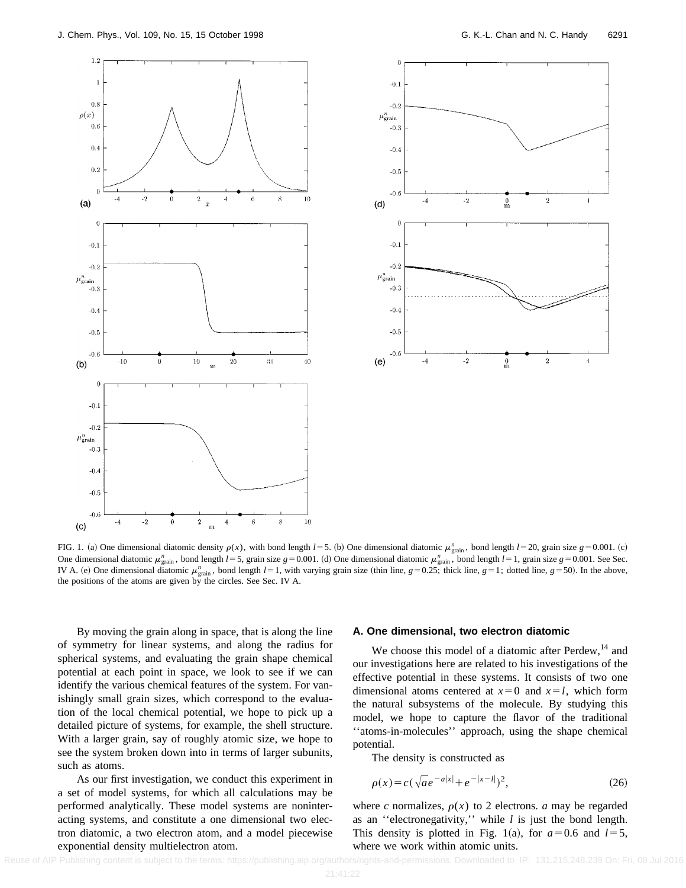FIG. 1. (a) One dimensional diatomic density $\rho(x)$, with bond length $l=5$. (b) One dimensional diatomic $\mu^n_{\text{grain}}$, bond length $l=20$, grain size $g=0.001$. (c) One dimensional diatomic $\mu^n_{\text{grain}}$, bond length $l=5$, grain size $g=0.001$. (d) One dimensional diatomic $\mu^n_{\text{grain}}$, bond length $l=1$, grain size $g=0.001$. See Sec. IV A. (e) One dimensional diatomic $\mu^n_{\text{grain}}$, bond length $l=1$, with varying grain size (thin line, $g=0.25$; thick line, $g=1$; dotted line, $g=50$). In the above, the positions of the atoms are given by the circles. See Sec. IV A.

By moving the grain along in space, that is along the line of symmetry for linear systems, and along the radius for spherical systems, and evaluating the grain shape chemical potential at each point in space, we look to see if we can identify the various chemical features of the system. For vanishingly small grain sizes, which correspond to the evaluation of the local chemical potential, we hope to pick up a detailed picture of systems, for example, the shell structure. With a larger grain, say of roughly atomic size, we hope to see the system broken down into in terms of larger subunits, such as atoms.

As our first investigation, we conduct this experiment in a set of model systems, for which all calculations may be performed analytically. These model systems are noninteracting systems, and constitute a one dimensional two electron diatomic, a two electron atom, and a model piecewise exponential density multielectron atom.

### A. One dimensional, two electron diatomic

We choose this model of a diatomic after Perdew,[14] and our investigations here are related to his investigations of the effective potential in these systems. It consists of two one dimensional atoms centered at $x=0$ and $x=l$, which form the natural subsystems of the molecule. By studying this model, we hope to capture the flavor of the traditional ''atoms-in-molecules'' approach, using the shape chemical potential.

The density is constructed as

$$\rho(x)=c(\sqrt{a}e^{-a|x|}+e^{-|x-l|})^2, \tag{26}$$

where $c$ normalizes, $\rho(x)$ to 2 electrons. $a$ may be regarded as an ''electronegativity,'' while $l$ is just the bond length. This density is plotted in Fig. 1(a), for $a=0.6$ and $l=5$, where we work within atomic units.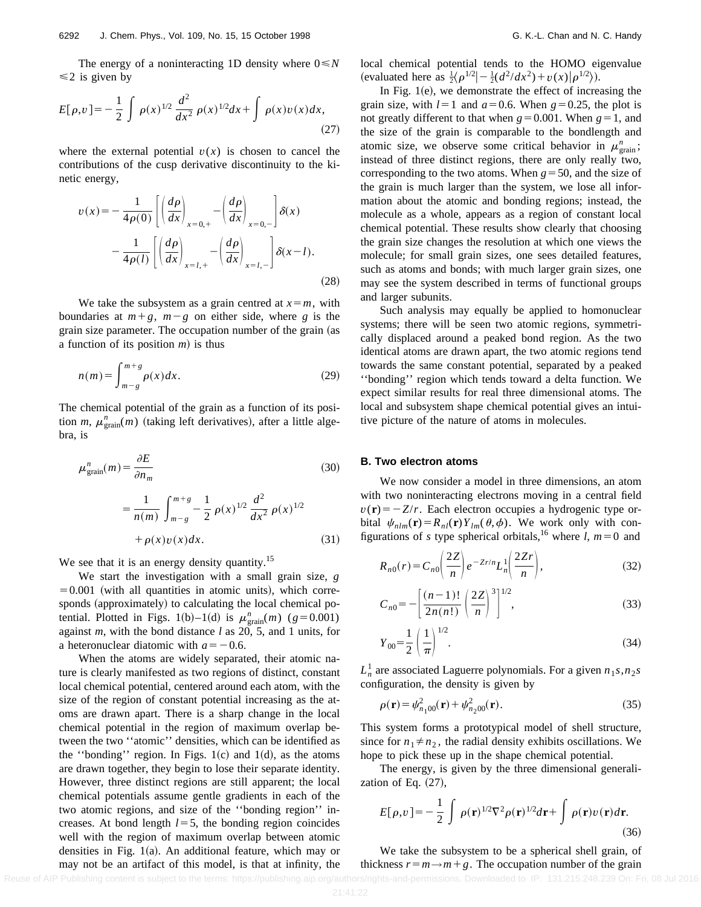The energy of a noninteracting 1D density where $0 \leqslant N \leqslant 2$ is given by

$$E[\rho,v] = -\frac{1}{2}\int \rho(x)^{1/2}\frac{d^2}{dx^2}\rho(x)^{1/2}dx + \int \rho(x)v(x)dx, \tag{27}$$

where the external potential $v(x)$ is chosen to cancel the contributions of the cusp derivative discontinuity to the kinetic energy,

$$v(x) = -\frac{1}{4\rho(0)}\left[\left(\frac{d\rho}{dx}\right)_{x=0,+} - \left(\frac{d\rho}{dx}\right)_{x=0,-}\right]\delta(x) - \frac{1}{4\rho(l)}\left[\left(\frac{d\rho}{dx}\right)_{x=l,+} - \left(\frac{d\rho}{dx}\right)_{x=l,-}\right]\delta(x-l). \tag{28}$$

We take the subsystem as a grain centred at $x=m$, with boundaries at $m+g$, $m-g$ on either side, where $g$ is the grain size parameter. The occupation number of the grain (as a function of its position $m$) is thus

$$n(m) = \int_{m-g}^{m+g}\rho(x)dx. \tag{29}$$

The chemical potential of the grain as a function of its position $m$, $\mu^n_{\mathrm{grain}}(m)$ (taking left derivatives), after a little algebra, is

$$\mu^n_{\mathrm{grain}}(m) = \frac{\partial E}{\partial n_m} \tag{30}$$

$$= \frac{1}{n(m)}\int_{m-g}^{m+g} -\frac{1}{2}\rho(x)^{1/2}\frac{d^2}{dx^2}\rho(x)^{1/2} + \rho(x)v(x)dx. \tag{31}$$

We see that it is an energy density quantity.[15]

We start the investigation with a small grain size, $g = 0.001$ (with all quantities in atomic units), which corresponds (approximately) to calculating the local chemical potential. Plotted in Figs. 1(b)–1(d) is $\mu^n_{\mathrm{grain}}(m)$ ($g=0.001$) against $m$, with the bond distance $l$ as 20, 5, and 1 units, for a heteronuclear diatomic with $a=-0.6$.

When the atoms are widely separated, their atomic nature is clearly manifested as two regions of distinct, constant local chemical potential, centered around each atom, with the size of the region of constant potential increasing as the atoms are drawn apart. There is a sharp change in the local chemical potential in the region of maximum overlap between the two ''atomic'' densities, which can be identified as the ''bonding'' region. In Figs. 1(c) and 1(d), as the atoms are drawn together, they begin to lose their separate identity. However, three distinct regions are still apparent; the local chemical potentials assume gentle gradients in each of the two atomic regions, and size of the ''bonding region'' increases. At bond length $l=5$, the bonding region coincides well with the region of maximum overlap between atomic densities in Fig. 1(a). An additional feature, which may or may not be an artifact of this model, is that at infinity, the local chemical potential tends to the HOMO eigenvalue (evaluated here as $\frac{1}{2}\langle\rho^{1/2}| -\frac{1}{2}(d^2/dx^2) + v(x)|\rho^{1/2}\rangle$).

In Fig. 1(e), we demonstrate the effect of increasing the grain size, with $l=1$ and $a=0.6$. When $g=0.25$, the plot is not greatly different to that when $g=0.001$. When $g=1$, and the size of the grain is comparable to the bondlength and atomic size, we observe some critical behavior in $\mu^n_{\mathrm{grain}}$; instead of three distinct regions, there are only really two, corresponding to the two atoms. When $g=50$, and the size of the grain is much larger than the system, we lose all information about the atomic and bonding regions; instead, the molecule as a whole, appears as a region of constant local chemical potential. These results show clearly that choosing the grain size changes the resolution at which one views the molecule; for small grain sizes, one sees detailed features, such as atoms and bonds; with much larger grain sizes, one may see the system described in terms of functional groups and larger subunits.

Such analysis may equally be applied to homonuclear systems; there will be seen two atomic regions, symmetrically displaced around a peaked bond region. As the two identical atoms are drawn apart, the two atomic regions tend towards the same constant potential, separated by a peaked ''bonding'' region which tends toward a delta function. We expect similar results for real three dimensional atoms. The local and subsystem shape chemical potential gives an intuitive picture of the nature of atoms in molecules.

### B. Two electron atoms

We now consider a model in three dimensions, an atom with two noninteracting electrons moving in a central field $v(\mathbf{r}) = -Z/r$. Each electron occupies a hydrogenic type orbital $\psi_{nlm}(\mathbf{r}) = R_{nl}(\mathbf{r})Y_{lm}(\theta,\phi)$. We work only with configurations of $s$ type spherical orbitals,[16] where $l$, $m=0$ and

$$R_{n0}(r) = C_{n0}\left(\frac{2Z}{n}\right)e^{-Zr/n}L_n^1\left(\frac{2Zr}{n}\right), \tag{32}$$

$$C_{n0} = -\left[\frac{(n-1)!}{2n(n!)}\left(\frac{2Z}{n}\right)^3\right]^{1/2}, \tag{33}$$

$$Y_{00} = \frac{1}{2}\left(\frac{1}{\pi}\right)^{1/2}. \tag{34}$$

$L_n^1$ are associated Laguerre polynomials. For a given $n_1 s, n_2 s$ configuration, the density is given by

$$\rho(\mathbf{r}) = \psi^2_{n_1 00}(\mathbf{r}) + \psi^2_{n_2 00}(\mathbf{r}). \tag{35}$$

This system forms a prototypical model of shell structure, since for $n_1 \neq n_2$, the radial density exhibits oscillations. We hope to pick these up in the shape chemical potential.

The energy, is given by the three dimensional generalization of Eq. (27),

$$E[\rho,v] = -\frac{1}{2}\int \rho(\mathbf{r})^{1/2}\nabla^2\rho(\mathbf{r})^{1/2}d\mathbf{r} + \int \rho(\mathbf{r})v(\mathbf{r})d\mathbf{r}. \tag{36}$$

We take the subsystem to be a spherical shell grain, of thickness $r = m \rightarrow m+g$. The occupation number of the grain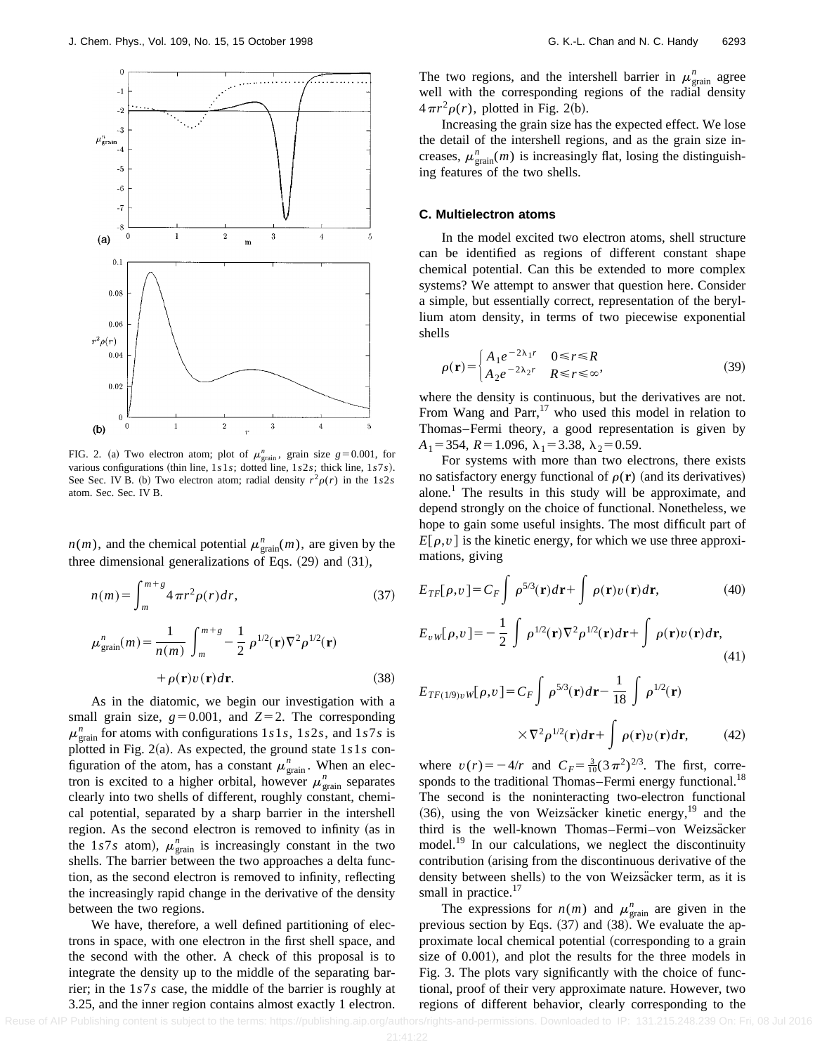FIG. 2. (a) Two electron atom; plot of $\mu^n_{\text{grain}}$, grain size $g=0.001$, for various configurations (thin line, $1s1s$; dotted line, $1s2s$; thick line, $1s7s$). See Sec. IV B. (b) Two electron atom; radial density $r^2\rho(r)$ in the $1s2s$ atom. Sec. Sec. IV B.

$n(m)$, and the chemical potential $\mu^n_{\text{grain}}(m)$, are given by the three dimensional generalizations of Eqs. (29) and (31),

$$n(m)=\int_m^{m+g} 4\pi r^2\rho(r)dr, \tag{37}$$

$$\mu^n_{\text{grain}}(m)=\frac{1}{n(m)}\int_m^{m+g} -\frac{1}{2}\rho^{1/2}(\mathbf{r})\nabla^2\rho^{1/2}(\mathbf{r}) + \rho(\mathbf{r})v(\mathbf{r})d\mathbf{r}. \tag{38}$$

As in the diatomic, we begin our investigation with a small grain size, $g=0.001$, and $Z=2$. The corresponding $\mu^n_{\text{grain}}$ for atoms with configurations $1s1s$, $1s2s$, and $1s7s$ is plotted in Fig. 2(a). As expected, the ground state $1s1s$ configuration of the atom, has a constant $\mu^n_{\text{grain}}$. When an electron is excited to a higher orbital, however $\mu^n_{\text{grain}}$ separates clearly into two shells of different, roughly constant, chemical potential, separated by a sharp barrier in the intershell region. As the second electron is removed to infinity (as in the $1s7s$ atom), $\mu^n_{\text{grain}}$ is increasingly constant in the two shells. The barrier between the two approaches a delta function, as the second electron is removed to infinity, reflecting the increasingly rapid change in the derivative of the density between the two regions.

We have, therefore, a well defined partitioning of electrons in space, with one electron in the first shell space, and the second with the other. A check of this proposal is to integrate the density up to the middle of the separating barrier; in the $1s7s$ case, the middle of the barrier is roughly at 3.25, and the inner region contains almost exactly 1 electron. The two regions, and the intershell barrier in $\mu^n_{\text{grain}}$ agree well with the corresponding regions of the radial density $4\pi r^2\rho(r)$, plotted in Fig. 2(b).

Increasing the grain size has the expected effect. We lose the detail of the intershell regions, and as the grain size increases, $\mu^n_{\text{grain}}(m)$ is increasingly flat, losing the distinguishing features of the two shells.

### C. Multielectron atoms

In the model excited two electron atoms, shell structure can be identified as regions of different constant shape chemical potential. Can this be extended to more complex systems? We attempt to answer that question here. Consider a simple, but essentially correct, representation of the beryllium atom density, in terms of two piecewise exponential shells

$$\rho(\mathbf{r})=\begin{cases} A_1 e^{-2\lambda_1 r} & 0\leq r\leq R \\ A_2 e^{-2\lambda_2 r} & R\leq r\leq\infty, \end{cases} \tag{39}$$

where the density is continuous, but the derivatives are not. From Wang and Parr,[17] who used this model in relation to Thomas–Fermi theory, a good representation is given by $A_1=354$, $R=1.096$, $\lambda_1=3.38$, $\lambda_2=0.59$.

For systems with more than two electrons, there exists no satisfactory energy functional of $\rho(\mathbf{r})$ (and its derivatives) alone.[1] The results in this study will be approximate, and depend strongly on the choice of functional. Nonetheless, we hope to gain some useful insights. The most difficult part of $E[\rho,v]$ is the kinetic energy, for which we use three approximations, giving

$$E_{TF}[\rho,v]=C_F\int\rho^{5/3}(\mathbf{r})d\mathbf{r}+\int\rho(\mathbf{r})v(\mathbf{r})d\mathbf{r}, \tag{40}$$

$$E_{vW}[\rho,v]=-\frac{1}{2}\int\rho^{1/2}(\mathbf{r})\nabla^2\rho^{1/2}(\mathbf{r})d\mathbf{r}+\int\rho(\mathbf{r})v(\mathbf{r})d\mathbf{r}, \tag{41}$$

$$E_{TF(1/9)vW}[\rho,v]=C_F\int\rho^{5/3}(\mathbf{r})d\mathbf{r}-\frac{1}{18}\int\rho^{1/2}(\mathbf{r})\times\nabla^2\rho^{1/2}(\mathbf{r})d\mathbf{r}+\int\rho(\mathbf{r})v(\mathbf{r})d\mathbf{r}, \tag{42}$$

where $v(r)=-4/r$ and $C_F=\frac{3}{10}(3\pi^2)^{2/3}$. The first, corresponds to the traditional Thomas–Fermi energy functional.[18] The second is the noninteracting two-electron functional (36), using the von Weizsäcker kinetic energy,[19] and the third is the well-known Thomas–Fermi–von Weizsäcker model.[19] In our calculations, we neglect the discontinuity contribution (arising from the discontinuous derivative of the density between shells) to the von Weizsäcker term, as it is small in practice.[17]

The expressions for $n(m)$ and $\mu^n_{\text{grain}}$ are given in the previous section by Eqs. (37) and (38). We evaluate the approximate local chemical potential (corresponding to a grain size of 0.001), and plot the results for the three models in Fig. 3. The plots vary significantly with the choice of functional, proof of their very approximate nature. However, two regions of different behavior, clearly corresponding to the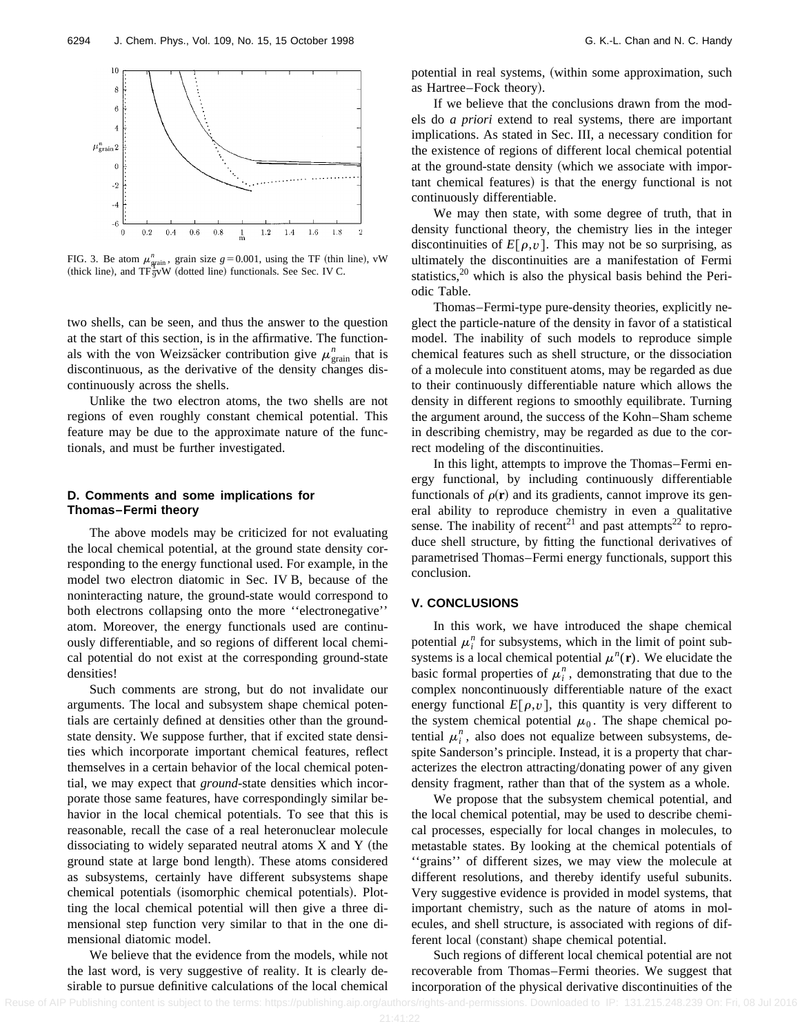10
8
6
4
$\mu^n_{\rm grain}$ 2
0
−2
−4
−6
0 0.2 0.4 0.6 0.8 1 1.2 1.4 1.6 1.8 2
m

FIG. 3. Be atom $\mu^n_{\rm grain}$, grain size $g=0.001$, using the TF (thin line), vW (thick line), and TF$\frac{1}{9}$vW (dotted line) functionals. See Sec. IV C.

two shells, can be seen, and thus the answer to the question at the start of this section, is in the affirmative. The functionals with the von Weizsäcker contribution give $\mu^n_{\rm grain}$ that is discontinuous, as the derivative of the density changes discontinuously across the shells.

Unlike the two electron atoms, the two shells are not regions of even roughly constant chemical potential. This feature may be due to the approximate nature of the functionals, and must be further investigated.

### D. Comments and some implications for Thomas–Fermi theory

The above models may be criticized for not evaluating the local chemical potential, at the ground state density corresponding to the energy functional used. For example, in the model two electron diatomic in Sec. IV B, because of the noninteracting nature, the ground-state would correspond to both electrons collapsing onto the more ''electronegative'' atom. Moreover, the energy functionals used are continuously differentiable, and so regions of different local chemical potential do not exist at the corresponding ground-state densities!

Such comments are strong, but do not invalidate our arguments. The local and subsystem shape chemical potentials are certainly defined at densities other than the ground-state density. We suppose further, that if excited state densities which incorporate important chemical features, reflect themselves in a certain behavior of the local chemical potential, we may expect that *ground*-state densities which incorporate those same features, have correspondingly similar behavior in the local chemical potentials. To see that this is reasonable, recall the case of a real heteronuclear molecule dissociating to widely separated neutral atoms X and Y (the ground state at large bond length). These atoms considered as subsystems, certainly have different subsystems shape chemical potentials (isomorphic chemical potentials). Plotting the local chemical potential will then give a three dimensional step function very similar to that in the one dimensional diatomic model.

We believe that the evidence from the models, while not the last word, is very suggestive of reality. It is clearly desirable to pursue definitive calculations of the local chemical potential in real systems, (within some approximation, such as Hartree–Fock theory).

If we believe that the conclusions drawn from the models do *a priori* extend to real systems, there are important implications. As stated in Sec. III, a necessary condition for the existence of regions of different local chemical potential at the ground-state density (which we associate with important chemical features) is that the energy functional is not continuously differentiable.

We may then state, with some degree of truth, that in density functional theory, the chemistry lies in the integer discontinuities of $E[\rho,v]$. This may not be so surprising, as ultimately the discontinuities are a manifestation of Fermi statistics,[20] which is also the physical basis behind the Periodic Table.

Thomas–Fermi-type pure-density theories, explicitly neglect the particle-nature of the density in favor of a statistical model. The inability of such models to reproduce simple chemical features such as shell structure, or the dissociation of a molecule into constituent atoms, may be regarded as due to their continuously differentiable nature which allows the density in different regions to smoothly equilibrate. Turning the argument around, the success of the Kohn–Sham scheme in describing chemistry, may be regarded as due to the correct modeling of the discontinuities.

In this light, attempts to improve the Thomas–Fermi energy functional, by including continuously differentiable functionals of $\rho(\mathbf{r})$ and its gradients, cannot improve its general ability to reproduce chemistry in even a qualitative sense. The inability of recent[21] and past attempts[22] to reproduce shell structure, by fitting the functional derivatives of parametrised Thomas–Fermi energy functionals, support this conclusion.

## V. CONCLUSIONS

In this work, we have introduced the shape chemical potential $\mu^n_i$ for subsystems, which in the limit of point subsystems is a local chemical potential $\mu^n(\mathbf{r})$. We elucidate the basic formal properties of $\mu^n_i$, demonstrating that due to the complex noncontinuously differentiable nature of the exact energy functional $E[\rho,v]$, this quantity is very different to the system chemical potential $\mu_0$. The shape chemical potential $\mu^n_i$, also does not equalize between subsystems, despite Sanderson's principle. Instead, it is a property that characterizes the electron attracting/donating power of any given density fragment, rather than that of the system as a whole.

We propose that the subsystem chemical potential, and the local chemical potential, may be used to describe chemical processes, especially for local changes in molecules, to metastable states. By looking at the chemical potentials of ''grains'' of different sizes, we may view the molecule at different resolutions, and thereby identify useful subunits. Very suggestive evidence is provided in model systems, that important chemistry, such as the nature of atoms in molecules, and shell structure, is associated with regions of different local (constant) shape chemical potential.

Such regions of different local chemical potential are not recoverable from Thomas–Fermi theories. We suggest that incorporation of the physical derivative discontinuities of the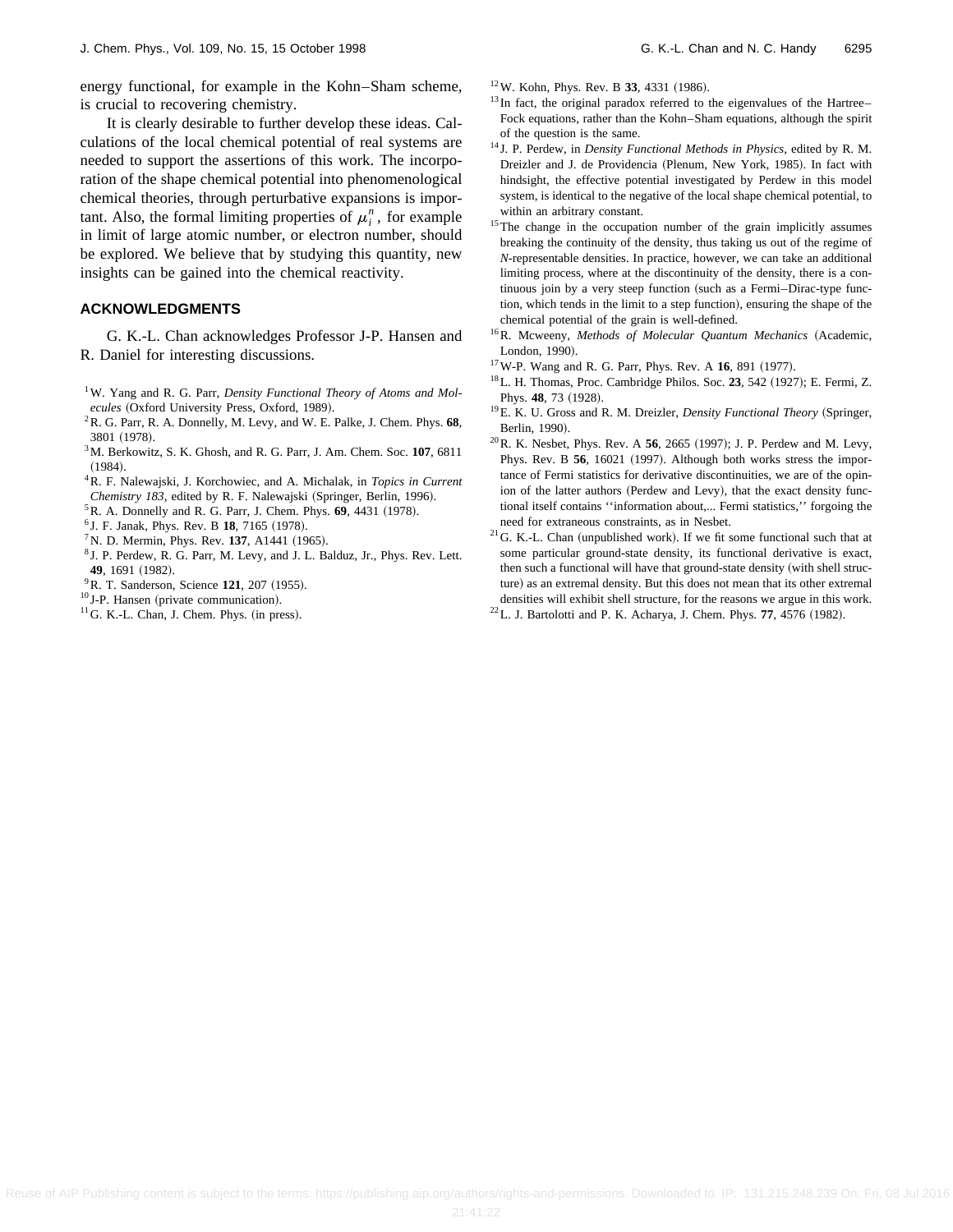energy functional, for example in the Kohn–Sham scheme, is crucial to recovering chemistry.

It is clearly desirable to further develop these ideas. Calculations of the local chemical potential of real systems are needed to support the assertions of this work. The incorporation of the shape chemical potential into phenomenological chemical theories, through perturbative expansions is important. Also, the formal limiting properties of $\mu_i^n$, for example in limit of large atomic number, or electron number, should be explored. We believe that by studying this quantity, new insights can be gained into the chemical reactivity.

## ACKNOWLEDGMENTS

G. K.-L. Chan acknowledges Professor J-P. Hansen and R. Daniel for interesting discussions.

[1] W. Yang and R. G. Parr, *Density Functional Theory of Atoms and Molecules* (Oxford University Press, Oxford, 1989).

[2] R. G. Parr, R. A. Donnelly, M. Levy, and W. E. Palke, J. Chem. Phys. **68**, 3801 (1978).

[3] M. Berkowitz, S. K. Ghosh, and R. G. Parr, J. Am. Chem. Soc. **107**, 6811 (1984).

[4] R. F. Nalewajski, J. Korchowiec, and A. Michalak, in *Topics in Current Chemistry 183*, edited by R. F. Nalewajski (Springer, Berlin, 1996).

[5] R. A. Donnelly and R. G. Parr, J. Chem. Phys. **69**, 4431 (1978).

[6] J. F. Janak, Phys. Rev. B **18**, 7165 (1978).

[7] N. D. Mermin, Phys. Rev. **137**, A1441 (1965).

[8] J. P. Perdew, R. G. Parr, M. Levy, and J. L. Balduz, Jr., Phys. Rev. Lett. **49**, 1691 (1982).

[9] R. T. Sanderson, Science **121**, 207 (1955).

[10] J-P. Hansen (private communication).

[11] G. K.-L. Chan, J. Chem. Phys. (in press).

[12] W. Kohn, Phys. Rev. B **33**, 4331 (1986).

[13] In fact, the original paradox referred to the eigenvalues of the Hartree–Fock equations, rather than the Kohn–Sham equations, although the spirit of the question is the same.

[14] J. P. Perdew, in *Density Functional Methods in Physics*, edited by R. M. Dreizler and J. de Providencia (Plenum, New York, 1985). In fact with hindsight, the effective potential investigated by Perdew in this model system, is identical to the negative of the local shape chemical potential, to within an arbitrary constant.

[15] The change in the occupation number of the grain implicitly assumes breaking the continuity of the density, thus taking us out of the regime of *N*-representable densities. In practice, however, we can take an additional limiting process, where at the discontinuity of the density, there is a continuous join by a very steep function (such as a Fermi–Dirac-type function, which tends in the limit to a step function), ensuring the shape of the chemical potential of the grain is well-defined.

[16] R. Mcweeny, *Methods of Molecular Quantum Mechanics* (Academic, London, 1990).

[17] W-P. Wang and R. G. Parr, Phys. Rev. A **16**, 891 (1977).

[18] L. H. Thomas, Proc. Cambridge Philos. Soc. **23**, 542 (1927); E. Fermi, Z. Phys. **48**, 73 (1928).

[19] E. K. U. Gross and R. M. Dreizler, *Density Functional Theory* (Springer, Berlin, 1990).

[20] R. K. Nesbet, Phys. Rev. A **56**, 2665 (1997); J. P. Perdew and M. Levy, Phys. Rev. B **56**, 16021 (1997). Although both works stress the importance of Fermi statistics for derivative discontinuities, we are of the opinion of the latter authors (Perdew and Levy), that the exact density functional itself contains ''information about,... Fermi statistics,'' forgoing the need for extraneous constraints, as in Nesbet.

[21] G. K.-L. Chan (unpublished work). If we fit some functional such that at some particular ground-state density, its functional derivative is exact, then such a functional will have that ground-state density (with shell structure) as an extremal density. But this does not mean that its other extremal densities will exhibit shell structure, for the reasons we argue in this work.

[22] L. J. Bartolotti and P. K. Acharya, J. Chem. Phys. **77**, 4576 (1982).